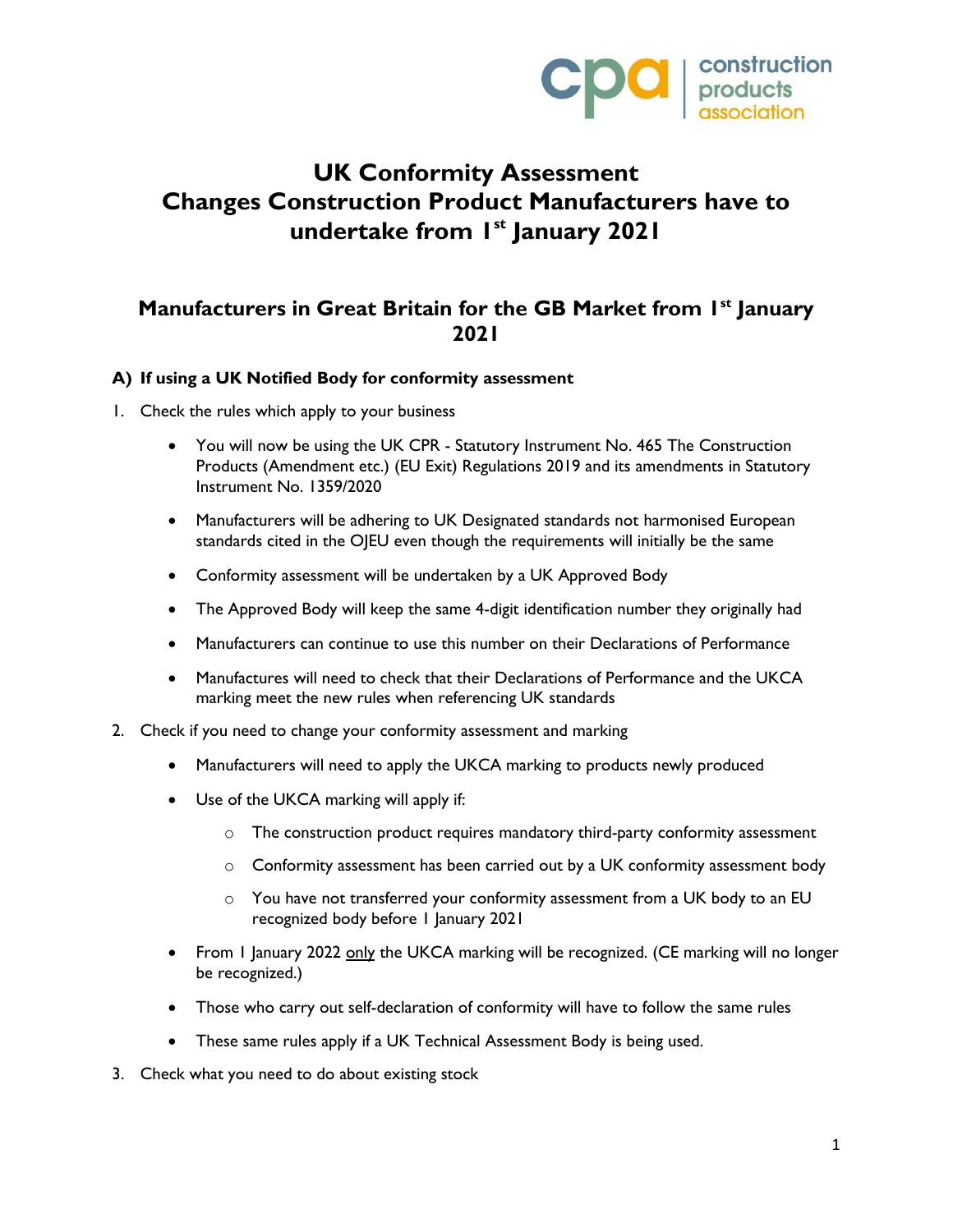# UK Conformity Assessment
# Changes Construction Product Manufacturers have to undertake from 1st January 2021

## Manufacturers in Great Britain for the GB Market from 1st January 2021

### A) If using a UK Notified Body for conformity assessment

1. Check the rules which apply to your business
   - You will now be using the UK CPR - Statutory Instrument No. 465 The Construction Products (Amendment etc.) (EU Exit) Regulations 2019 and its amendments in Statutory Instrument No. 1359/2020
   - Manufacturers will be adhering to UK Designated standards not harmonised European standards cited in the OJEU even though the requirements will initially be the same
   - Conformity assessment will be undertaken by a UK Approved Body
   - The Approved Body will keep the same 4-digit identification number they originally had
   - Manufacturers can continue to use this number on their Declarations of Performance
   - Manufactures will need to check that their Declarations of Performance and the UKCA marking meet the new rules when referencing UK standards
2. Check if you need to change your conformity assessment and marking
   - Manufacturers will need to apply the UKCA marking to products newly produced
   - Use of the UKCA marking will apply if:
     - The construction product requires mandatory third-party conformity assessment
     - Conformity assessment has been carried out by a UK conformity assessment body
     - You have not transferred your conformity assessment from a UK body to an EU recognized body before 1 January 2021
   - From 1 January 2022 only the UKCA marking will be recognized. (CE marking will no longer be recognized.)
   - Those who carry out self-declaration of conformity will have to follow the same rules
   - These same rules apply if a UK Technical Assessment Body is being used.
3. Check what you need to do about existing stock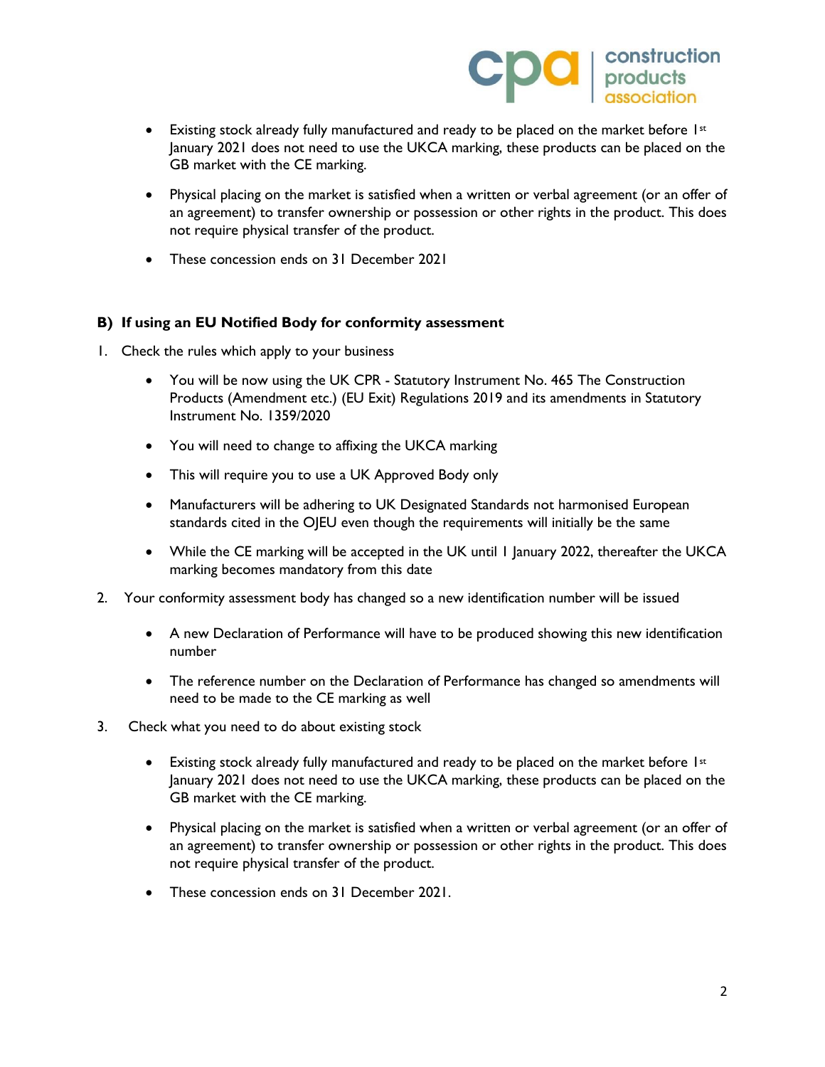- Existing stock already fully manufactured and ready to be placed on the market before 1st January 2021 does not need to use the UKCA marking, these products can be placed on the GB market with the CE marking.

- Physical placing on the market is satisfied when a written or verbal agreement (or an offer of an agreement) to transfer ownership or possession or other rights in the product. This does not require physical transfer of the product.

- These concession ends on 31 December 2021

**B) If using an EU Notified Body for conformity assessment**

1. Check the rules which apply to your business

   - You will be now using the UK CPR - Statutory Instrument No. 465 The Construction Products (Amendment etc.) (EU Exit) Regulations 2019 and its amendments in Statutory Instrument No. 1359/2020

   - You will need to change to affixing the UKCA marking

   - This will require you to use a UK Approved Body only

   - Manufacturers will be adhering to UK Designated Standards not harmonised European standards cited in the OJEU even though the requirements will initially be the same

   - While the CE marking will be accepted in the UK until 1 January 2022, thereafter the UKCA marking becomes mandatory from this date

2. Your conformity assessment body has changed so a new identification number will be issued

   - A new Declaration of Performance will have to be produced showing this new identification number

   - The reference number on the Declaration of Performance has changed so amendments will need to be made to the CE marking as well

3. Check what you need to do about existing stock

   - Existing stock already fully manufactured and ready to be placed on the market before 1st January 2021 does not need to use the UKCA marking, these products can be placed on the GB market with the CE marking.

   - Physical placing on the market is satisfied when a written or verbal agreement (or an offer of an agreement) to transfer ownership or possession or other rights in the product. This does not require physical transfer of the product.

   - These concession ends on 31 December 2021.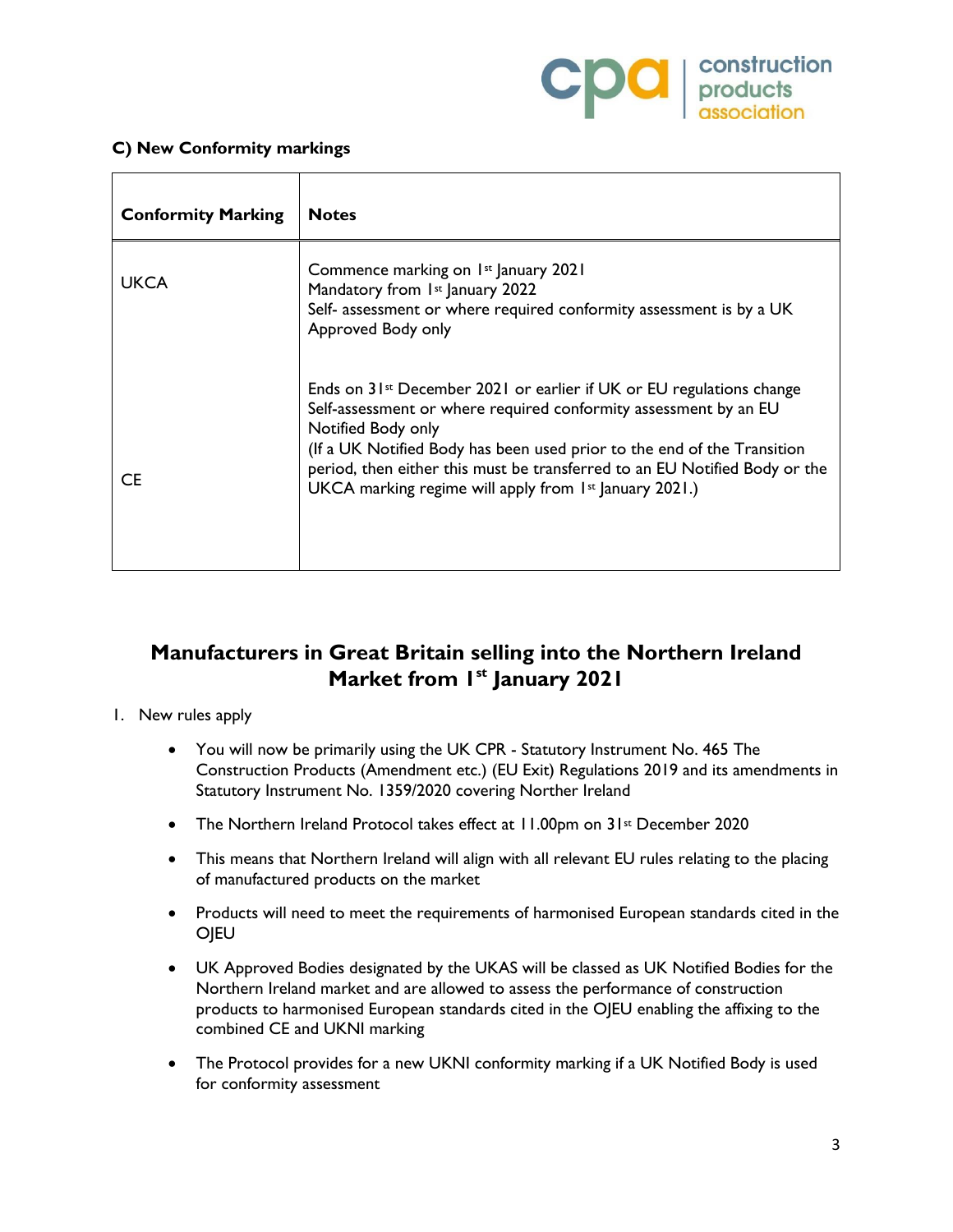### C) New Conformity markings

| Conformity Marking | Notes |
|---|---|
| UKCA | Commence marking on 1st January 2021<br>Mandatory from 1st January 2022<br>Self- assessment or where required conformity assessment is by a UK Approved Body only |
| CE | Ends on 31st December 2021 or earlier if UK or EU regulations change<br>Self-assessment or where required conformity assessment by an EU Notified Body only<br>(If a UK Notified Body has been used prior to the end of the Transition period, then either this must be transferred to an EU Notified Body or the UKCA marking regime will apply from 1st January 2021.) |

## Manufacturers in Great Britain selling into the Northern Ireland Market from 1st January 2021

1. New rules apply

   - You will now be primarily using the UK CPR - Statutory Instrument No. 465 The Construction Products (Amendment etc.) (EU Exit) Regulations 2019 and its amendments in Statutory Instrument No. 1359/2020 covering Norther Ireland
   - The Northern Ireland Protocol takes effect at 11.00pm on 31st December 2020
   - This means that Northern Ireland will align with all relevant EU rules relating to the placing of manufactured products on the market
   - Products will need to meet the requirements of harmonised European standards cited in the OJEU
   - UK Approved Bodies designated by the UKAS will be classed as UK Notified Bodies for the Northern Ireland market and are allowed to assess the performance of construction products to harmonised European standards cited in the OJEU enabling the affixing to the combined CE and UKNI marking
   - The Protocol provides for a new UKNI conformity marking if a UK Notified Body is used for conformity assessment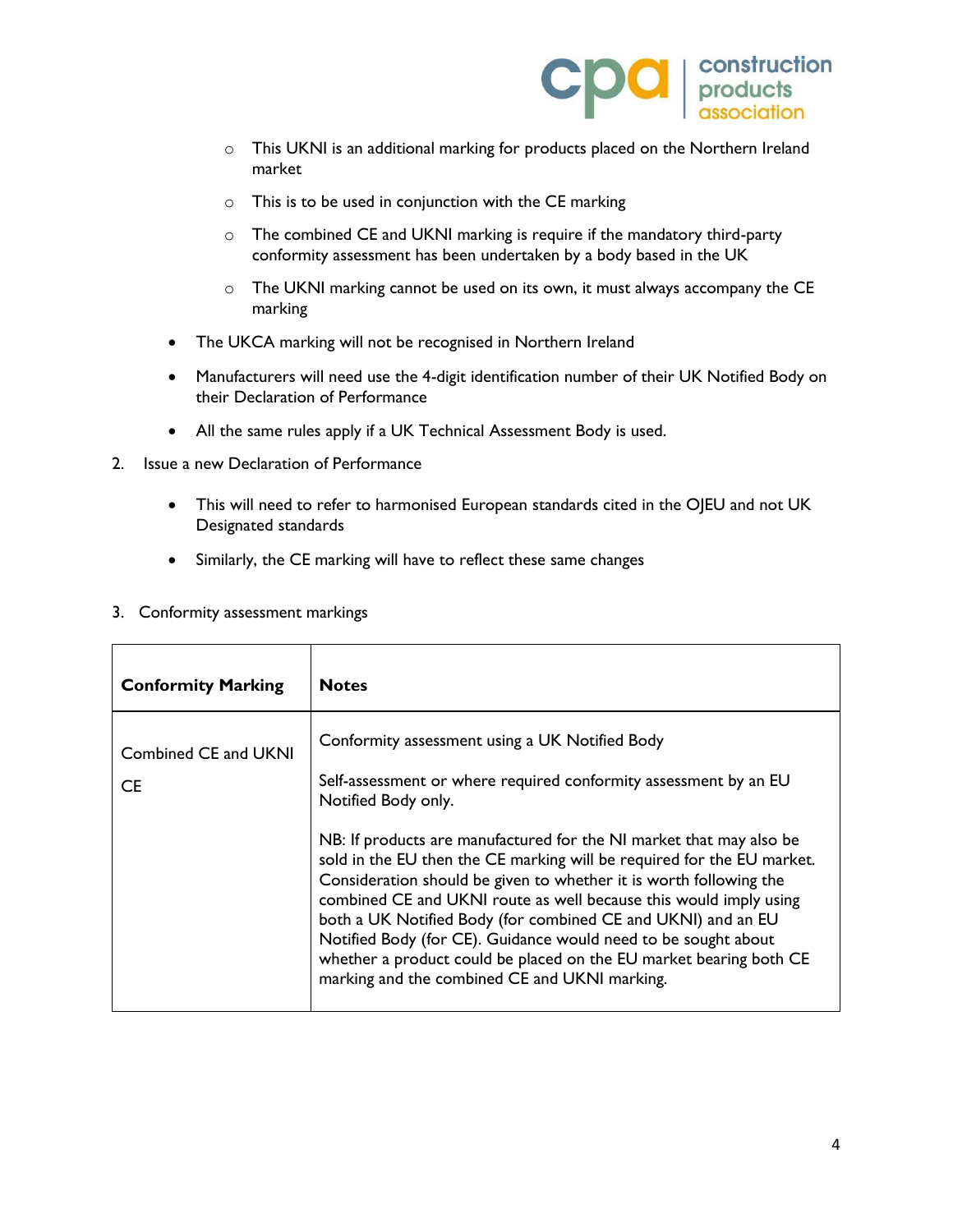- This UKNI is an additional marking for products placed on the Northern Ireland market
    - This is to be used in conjunction with the CE marking
    - The combined CE and UKNI marking is require if the mandatory third-party conformity assessment has been undertaken by a body based in the UK
    - The UKNI marking cannot be used on its own, it must always accompany the CE marking
- The UKCA marking will not be recognised in Northern Ireland
- Manufacturers will need use the 4-digit identification number of their UK Notified Body on their Declaration of Performance
- All the same rules apply if a UK Technical Assessment Body is used.

2. Issue a new Declaration of Performance

    - This will need to refer to harmonised European standards cited in the OJEU and not UK Designated standards
    - Similarly, the CE marking will have to reflect these same changes

3. Conformity assessment markings

| **Conformity Marking** | **Notes** |
|---|---|
| Combined CE and UKNI | Conformity assessment using a UK Notified Body |
| CE | Self-assessment or where required conformity assessment by an EU Notified Body only.<br><br>NB: If products are manufactured for the NI market that may also be sold in the EU then the CE marking will be required for the EU market. Consideration should be given to whether it is worth following the combined CE and UKNI route as well because this would imply using both a UK Notified Body (for combined CE and UKNI) and an EU Notified Body (for CE). Guidance would need to be sought about whether a product could be placed on the EU market bearing both CE marking and the combined CE and UKNI marking. |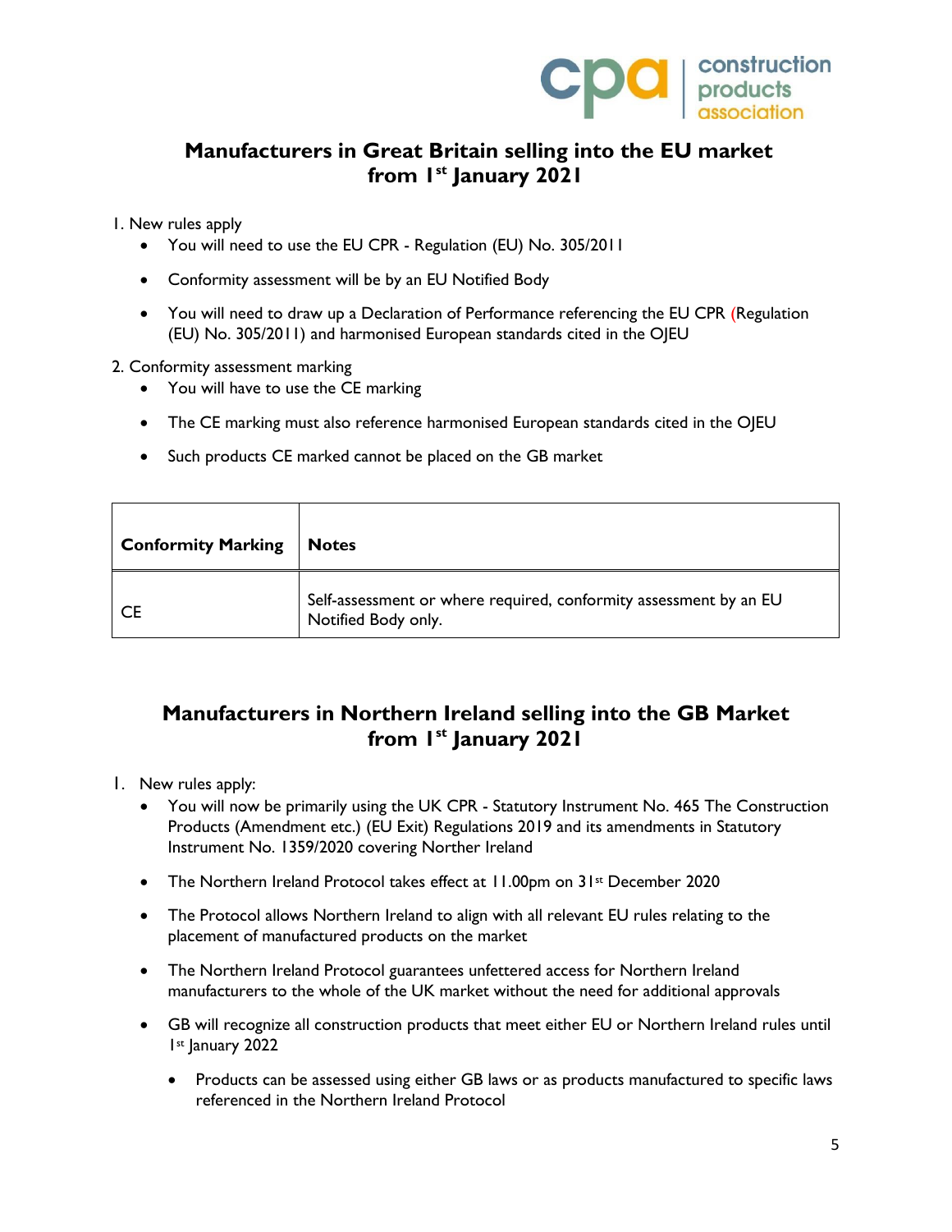## Manufacturers in Great Britain selling into the EU market from 1st January 2021

1. New rules apply
   - You will need to use the EU CPR - Regulation (EU) No. 305/2011
   - Conformity assessment will be by an EU Notified Body
   - You will need to draw up a Declaration of Performance referencing the EU CPR (Regulation (EU) No. 305/2011) and harmonised European standards cited in the OJEU

2. Conformity assessment marking
   - You will have to use the CE marking
   - The CE marking must also reference harmonised European standards cited in the OJEU
   - Such products CE marked cannot be placed on the GB market

| Conformity Marking | Notes |
| --- | --- |
| CE | Self-assessment or where required, conformity assessment by an EU Notified Body only. |

## Manufacturers in Northern Ireland selling into the GB Market from 1st January 2021

1. New rules apply:
   - You will now be primarily using the UK CPR - Statutory Instrument No. 465 The Construction Products (Amendment etc.) (EU Exit) Regulations 2019 and its amendments in Statutory Instrument No. 1359/2020 covering Norther Ireland
   - The Northern Ireland Protocol takes effect at 11.00pm on 31st December 2020
   - The Protocol allows Northern Ireland to align with all relevant EU rules relating to the placement of manufactured products on the market
   - The Northern Ireland Protocol guarantees unfettered access for Northern Ireland manufacturers to the whole of the UK market without the need for additional approvals
   - GB will recognize all construction products that meet either EU or Northern Ireland rules until 1st January 2022
     - Products can be assessed using either GB laws or as products manufactured to specific laws referenced in the Northern Ireland Protocol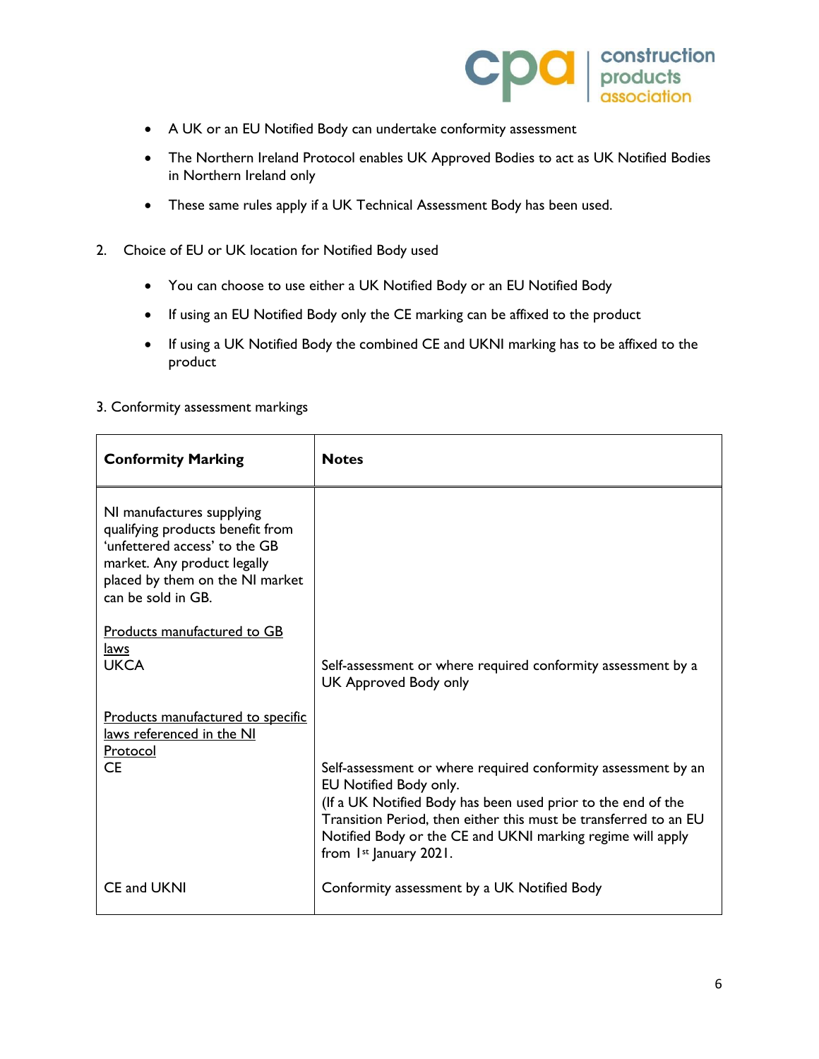- A UK or an EU Notified Body can undertake conformity assessment
- The Northern Ireland Protocol enables UK Approved Bodies to act as UK Notified Bodies in Northern Ireland only
- These same rules apply if a UK Technical Assessment Body has been used.

2. Choice of EU or UK location for Notified Body used

- You can choose to use either a UK Notified Body or an EU Notified Body
- If using an EU Notified Body only the CE marking can be affixed to the product
- If using a UK Notified Body the combined CE and UKNI marking has to be affixed to the product

3. Conformity assessment markings

| **Conformity Marking** | **Notes** |
|---|---|
| NI manufactures supplying qualifying products benefit from 'unfettered access' to the GB market. Any product legally placed by them on the NI market can be sold in GB. | |
| <u>Products manufactured to GB laws</u><br>UKCA | Self-assessment or where required conformity assessment by a UK Approved Body only |
| <u>Products manufactured to specific laws referenced in the NI Protocol</u><br>CE | Self-assessment or where required conformity assessment by an EU Notified Body only.<br>(If a UK Notified Body has been used prior to the end of the Transition Period, then either this must be transferred to an EU Notified Body or the CE and UKNI marking regime will apply from 1st January 2021. |
| CE and UKNI | Conformity assessment by a UK Notified Body |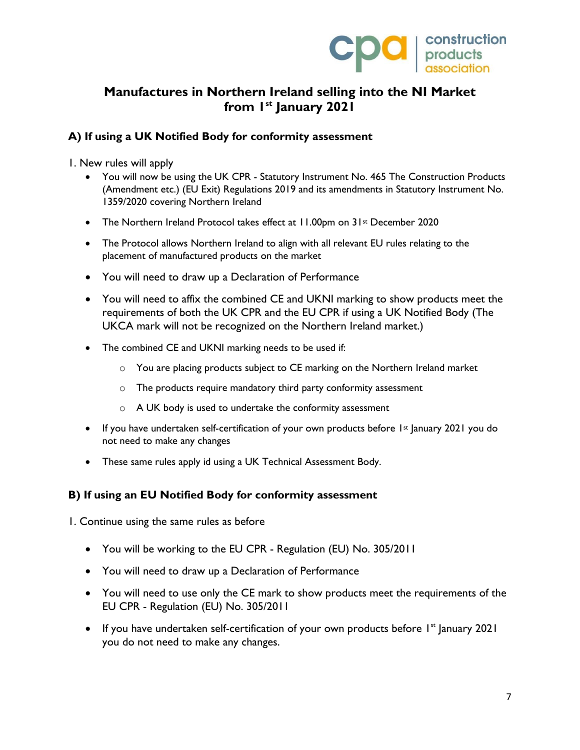# Manufactures in Northern Ireland selling into the NI Market from 1st January 2021

## A) If using a UK Notified Body for conformity assessment

1. New rules will apply
   - You will now be using the UK CPR - Statutory Instrument No. 465 The Construction Products (Amendment etc.) (EU Exit) Regulations 2019 and its amendments in Statutory Instrument No. 1359/2020 covering Northern Ireland
   - The Northern Ireland Protocol takes effect at 11.00pm on 31st December 2020
   - The Protocol allows Northern Ireland to align with all relevant EU rules relating to the placement of manufactured products on the market
   - You will need to draw up a Declaration of Performance
   - You will need to affix the combined CE and UKNI marking to show products meet the requirements of both the UK CPR and the EU CPR if using a UK Notified Body (The UKCA mark will not be recognized on the Northern Ireland market.)
   - The combined CE and UKNI marking needs to be used if:
     - You are placing products subject to CE marking on the Northern Ireland market
     - The products require mandatory third party conformity assessment
     - A UK body is used to undertake the conformity assessment
   - If you have undertaken self-certification of your own products before 1st January 2021 you do not need to make any changes
   - These same rules apply id using a UK Technical Assessment Body.

## B) If using an EU Notified Body for conformity assessment

1. Continue using the same rules as before
   - You will be working to the EU CPR - Regulation (EU) No. 305/2011
   - You will need to draw up a Declaration of Performance
   - You will need to use only the CE mark to show products meet the requirements of the EU CPR - Regulation (EU) No. 305/2011
   - If you have undertaken self-certification of your own products before 1st January 2021 you do not need to make any changes.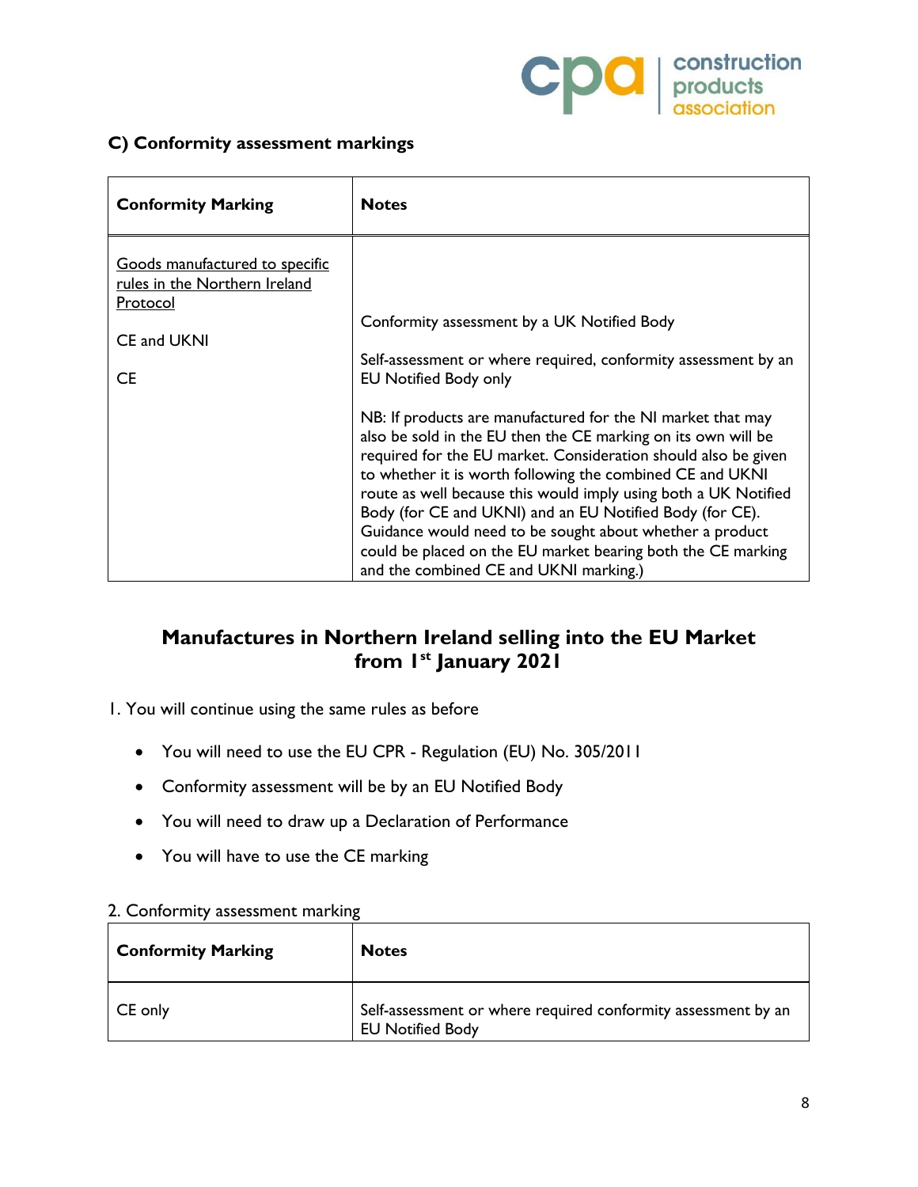### C) Conformity assessment markings

| Conformity Marking | Notes |
|---|---|
| Goods manufactured to specific rules in the Northern Ireland Protocol<br><br>CE and UKNI<br><br>CE | Conformity assessment by a UK Notified Body<br><br>Self-assessment or where required, conformity assessment by an EU Notified Body only<br><br>NB: If products are manufactured for the NI market that may also be sold in the EU then the CE marking on its own will be required for the EU market. Consideration should also be given to whether it is worth following the combined CE and UKNI route as well because this would imply using both a UK Notified Body (for CE and UKNI) and an EU Notified Body (for CE). Guidance would need to be sought about whether a product could be placed on the EU market bearing both the CE marking and the combined CE and UKNI marking.) |

## Manufactures in Northern Ireland selling into the EU Market from 1st January 2021

1. You will continue using the same rules as before

- You will need to use the EU CPR - Regulation (EU) No. 305/2011
- Conformity assessment will be by an EU Notified Body
- You will need to draw up a Declaration of Performance
- You will have to use the CE marking

2. Conformity assessment marking

| Conformity Marking | Notes |
|---|---|
| CE only | Self-assessment or where required conformity assessment by an EU Notified Body |